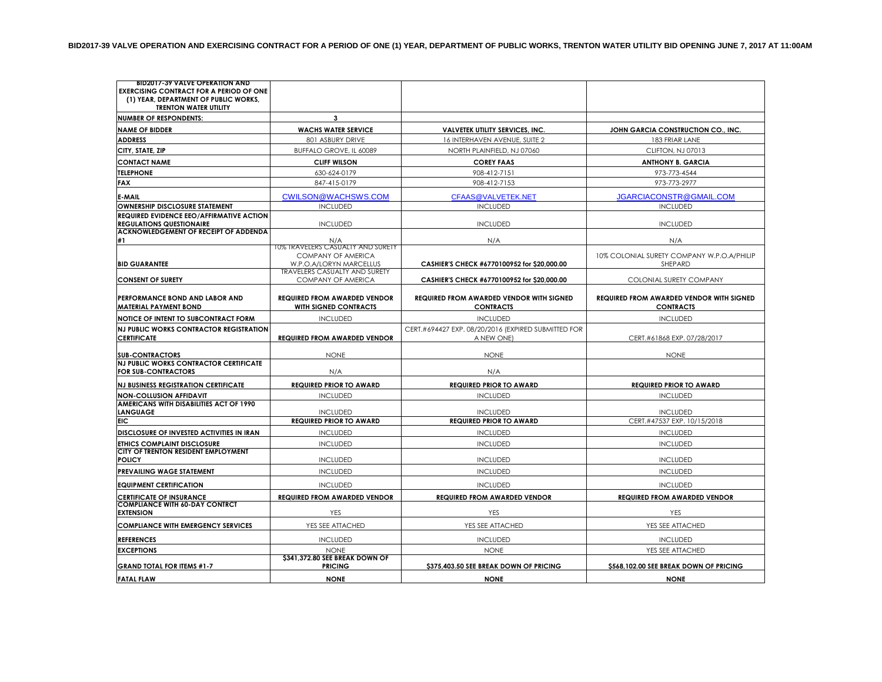**BID2017-39 VALVE OPERATION AND EXERCISING CONTRACT FOR A PERIOD OF ONE (1) YEAR, DEPARTMENT OF PUBLIC WORKS, TRENTON WATER UTILITY BID OPENING JUNE 7, 2017 AT 11:00AM**

| **BID2017-39 VALVE OPERATION AND EXERCISING CONTRACT FOR A PERIOD OF ONE (1) YEAR, DEPARTMENT OF PUBLIC WORKS, TRENTON WATER UTILITY** | | | |
|---|---|---|---|
| **NUMBER OF RESPONDENTS:** | **3** | | |
| **NAME OF BIDDER** | **WACHS WATER SERVICE** | **VALVETEK UTILITY SERVICES, INC.** | **JOHN GARCIA CONSTRUCTION CO., INC.** |
| **ADDRESS** | 801 ASBURY DRIVE | 16 INTERHAVEN AVENUE, SUITE 2 | 183 FRIAR LANE |
| **CITY, STATE, ZIP** | BUFFALO GROVE, IL 60089 | NORTH PLAINFIELD, NJ 07060 | CLIFTON, NJ 07013 |
| **CONTACT NAME** | **CLIFF WILSON** | **COREY FAAS** | **ANTHONY B. GARCIA** |
| **TELEPHONE** | 630-624-0179 | 908-412-7151 | 973-773-4544 |
| **FAX** | 847-415-0179 | 908-412-7153 | 973-773-2977 |
| **E-MAIL** | CWILSON@WACHSWS.COM | CFAAS@VALVETEK.NET | JGARCIACONSTR@GMAIL.COM |
| **OWNERSHIP DISCLOSURE STATEMENT** | INCLUDED | INCLUDED | INCLUDED |
| **REQUIRED EVIDENCE EEO/AFFIRMATIVE ACTION REGULATIONS QUESTIONAIRE** | INCLUDED | INCLUDED | INCLUDED |
| **ACKNOWLEDGEMENT OF RECEIPT OF ADDENDA #1** | N/A | N/A | N/A |
| **BID GUARANTEE** | 10% TRAVELERS CASUALTY AND SURETY COMPANY OF AMERICA W.P.O.A/LORYN MARCELLUS | **CASHIER'S CHECK #6770100952 for $20,000.00** | 10% COLONIAL SURETY COMPANY W.P.O.A/PHILIP SHEPARD |
| **CONSENT OF SURETY** | TRAVELERS CASUALTY AND SURETY COMPANY OF AMERICA | **CASHIER'S CHECK #6770100952 for $20,000.00** | COLONIAL SURETY COMPANY |
| **PERFORMANCE BOND AND LABOR AND MATERIAL PAYMENT BOND** | **REQUIRED FROM AWARDED VENDOR WITH SIGNED CONTRACTS** | **REQUIRED FROM AWARDED VENDOR WITH SIGNED CONTRACTS** | **REQUIRED FROM AWARDED VENDOR WITH SIGNED CONTRACTS** |
| **NOTICE OF INTENT TO SUBCONTRACT FORM** | INCLUDED | INCLUDED | INCLUDED |
| **NJ PUBLIC WORKS CONTRACTOR REGISTRATION CERTIFICATE** | **REQUIRED FROM AWARDED VENDOR** | CERT.#694427 EXP. 08/20/2016 (EXPIRED SUBMITTED FOR A NEW ONE) | CERT.#61868 EXP. 07/28/2017 |
| **SUB-CONTRACTORS** | NONE | NONE | NONE |
| **NJ PUBLIC WORKS CONTRACTOR CERTIFICATE FOR SUB-CONTRACTORS** | N/A | N/A | |
| **NJ BUSINESS REGISTRATION CERTIFICATE** | **REQUIRED PRIOR TO AWARD** | **REQUIRED PRIOR TO AWARD** | **REQUIRED PRIOR TO AWARD** |
| **NON-COLLUSION AFFIDAVIT** | INCLUDED | INCLUDED | INCLUDED |
| **AMERICANS WITH DISABILITIES ACT OF 1990 LANGUAGE** | INCLUDED | INCLUDED | INCLUDED |
| **EIC** | **REQUIRED PRIOR TO AWARD** | **REQUIRED PRIOR TO AWARD** | CERT.#47537 EXP. 10/15/2018 |
| **DISCLOSURE OF INVESTED ACTIVITIES IN IRAN** | INCLUDED | INCLUDED | INCLUDED |
| **ETHICS COMPLAINT DISCLOSURE** | INCLUDED | INCLUDED | INCLUDED |
| **CITY OF TRENTON RESIDENT EMPLOYMENT POLICY** | INCLUDED | INCLUDED | INCLUDED |
| **PREVAILING WAGE STATEMENT** | INCLUDED | INCLUDED | INCLUDED |
| **EQUIPMENT CERTIFICATION** | INCLUDED | INCLUDED | INCLUDED |
| **CERTIFICATE OF INSURANCE** | **REQUIRED FROM AWARDED VENDOR** | **REQUIRED FROM AWARDED VENDOR** | **REQUIRED FROM AWARDED VENDOR** |
| **COMPLIANCE WITH 60-DAY CONTRCT EXTENSION** | YES | YES | YES |
| **COMPLIANCE WITH EMERGENCY SERVICES** | YES SEE ATTACHED | YES SEE ATTACHED | YES SEE ATTACHED |
| **REFERENCES** | INCLUDED | INCLUDED | INCLUDED |
| **EXCEPTIONS** | NONE | NONE | YES SEE ATTACHED |
| **GRAND TOTAL FOR ITEMS #1-7** | **$341,372.80 SEE BREAK DOWN OF PRICING** | **$375,403.50 SEE BREAK DOWN OF PRICING** | **$568,102.00 SEE BREAK DOWN OF PRICING** |
| **FATAL FLAW** | **NONE** | **NONE** | **NONE** |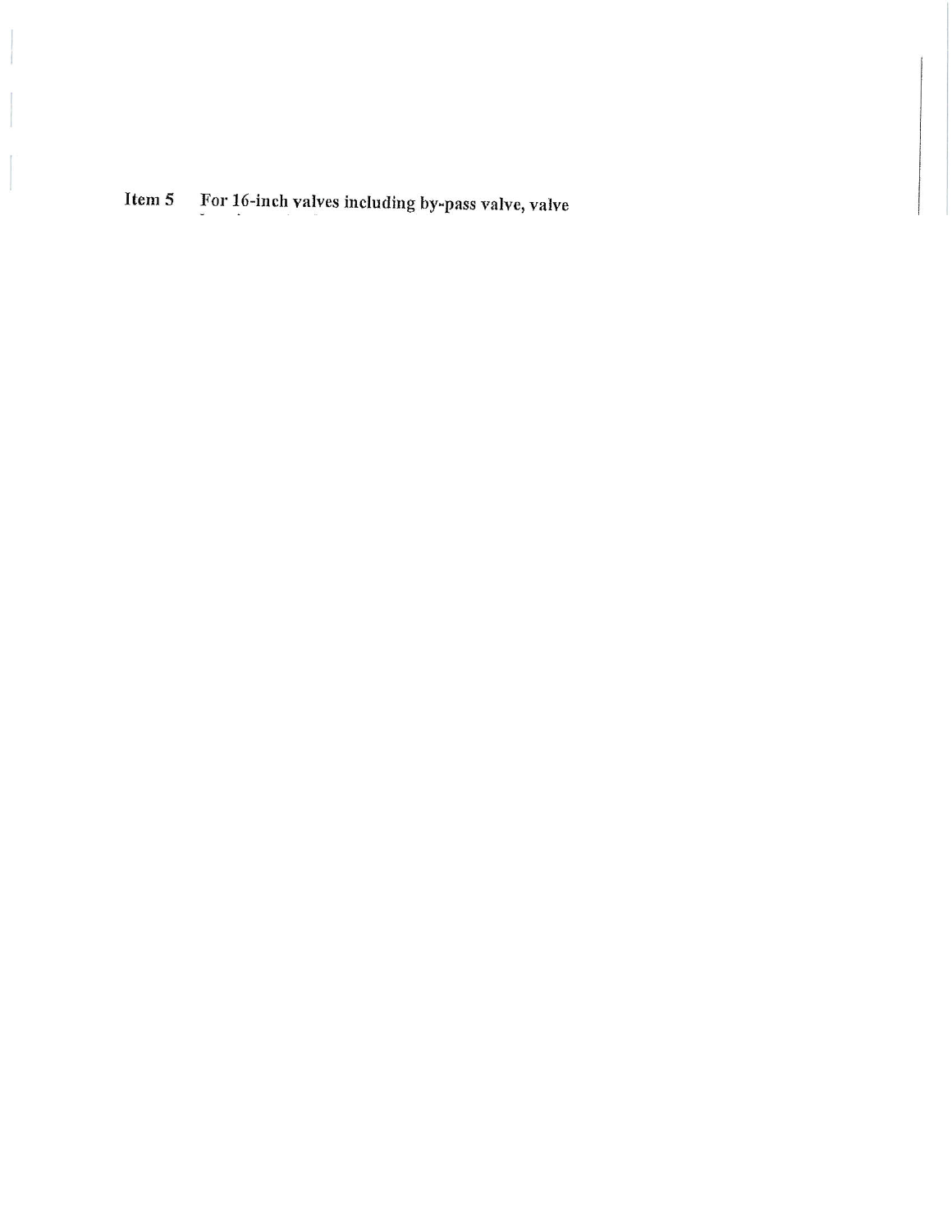**Item 5** For 16-inch valves including by-pass valve, valve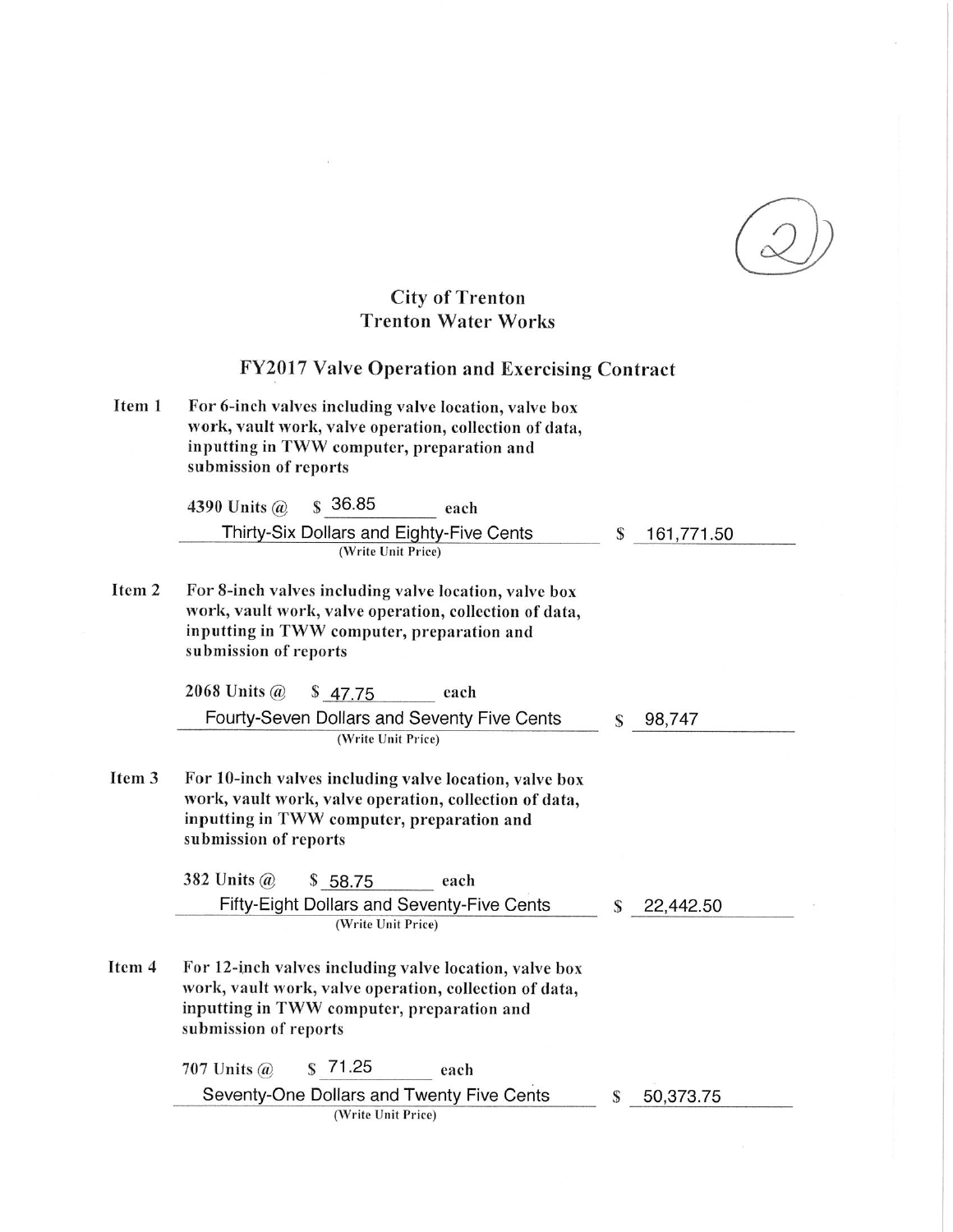(2)

# City of Trenton
## Trenton Water Works

### FY2017 Valve Operation and Exercising Contract

**Item 1** For 6-inch valves including valve location, valve box work, vault work, valve operation, collection of data, inputting in TWW computer, preparation and submission of reports

4390 Units @ $ 36.85 each

Thirty-Six Dollars and Eighty-Five Cents — $ 161,771.50

(Write Unit Price)

**Item 2** For 8-inch valves including valve location, valve box work, vault work, valve operation, collection of data, inputting in TWW computer, preparation and submission of reports

2068 Units @ $ 47.75 each

Fourty-Seven Dollars and Seventy Five Cents — $ 98,747

(Write Unit Price)

**Item 3** For 10-inch valves including valve location, valve box work, vault work, valve operation, collection of data, inputting in TWW computer, preparation and submission of reports

382 Units @ $ 58.75 each

Fifty-Eight Dollars and Seventy-Five Cents — $ 22,442.50

(Write Unit Price)

**Item 4** For 12-inch valves including valve location, valve box work, vault work, valve operation, collection of data, inputting in TWW computer, preparation and submission of reports

707 Units @ $ 71.25 each

Seventy-One Dollars and Twenty Five Cents — $ 50,373.75

(Write Unit Price)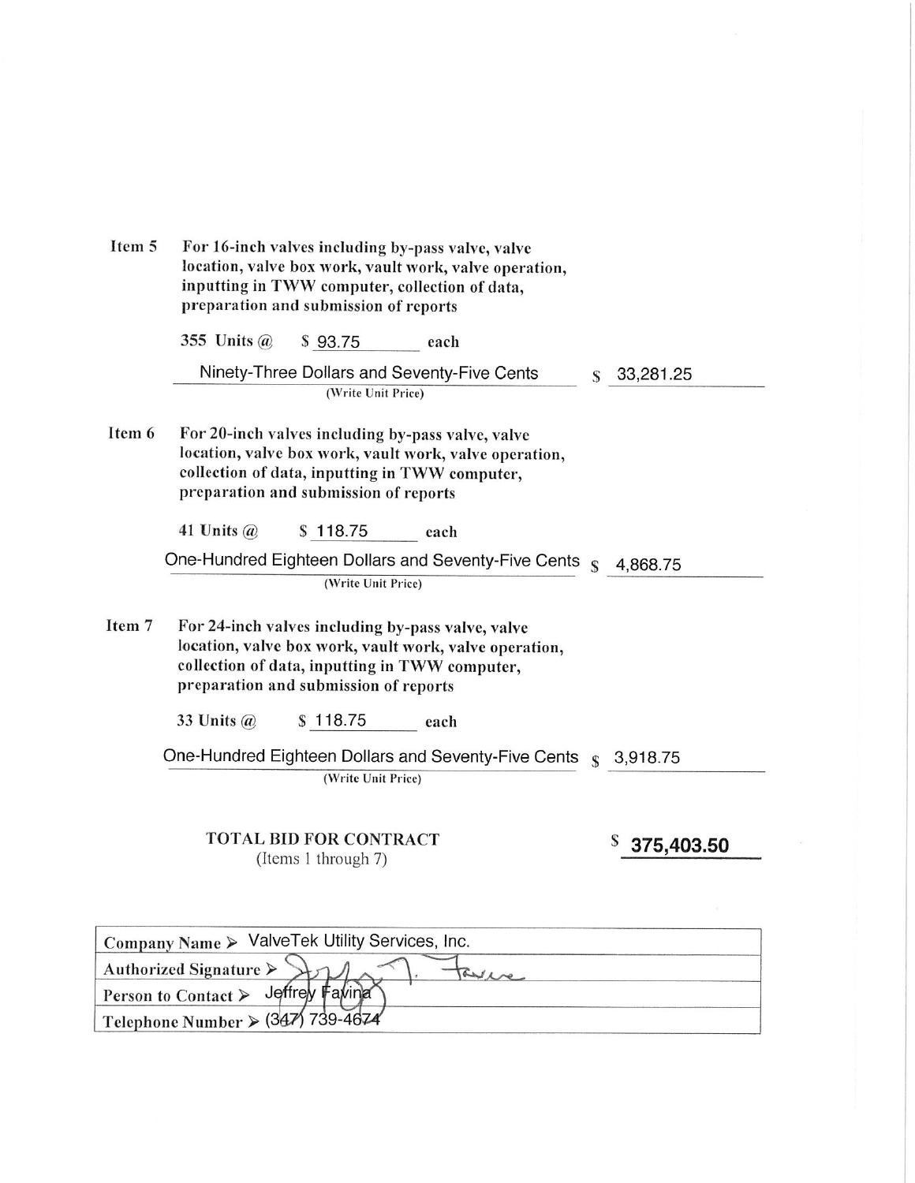**Item 5** For 16-inch valves including by-pass valve, valve location, valve box work, vault work, valve operation, inputting in TWW computer, collection of data, preparation and submission of reports

355 Units @ $ 93.75 each

Ninety-Three Dollars and Seventy-Five Cents $ 33,281.25

(Write Unit Price)

**Item 6** For 20-inch valves including by-pass valve, valve location, valve box work, vault work, valve operation, collection of data, inputting in TWW computer, preparation and submission of reports

41 Units @ $ 118.75 each

One-Hundred Eighteen Dollars and Seventy-Five Cents $ 4,868.75

(Write Unit Price)

**Item 7** For 24-inch valves including by-pass valve, valve location, valve box work, vault work, valve operation, collection of data, inputting in TWW computer, preparation and submission of reports

33 Units @ $ 118.75 each

One-Hundred Eighteen Dollars and Seventy-Five Cents $ 3,918.75

(Write Unit Price)

**TOTAL BID FOR CONTRACT**
(Items 1 through 7) **$ 375,403.50**

| | |
|---|---|
| Company Name ➢ | ValveTek Utility Services, Inc. |
| Authorized Signature ➢ | J. Favina |
| Person to Contact ➢ | Jeffrey Favina |
| Telephone Number ➢ | (347) 739-4674 |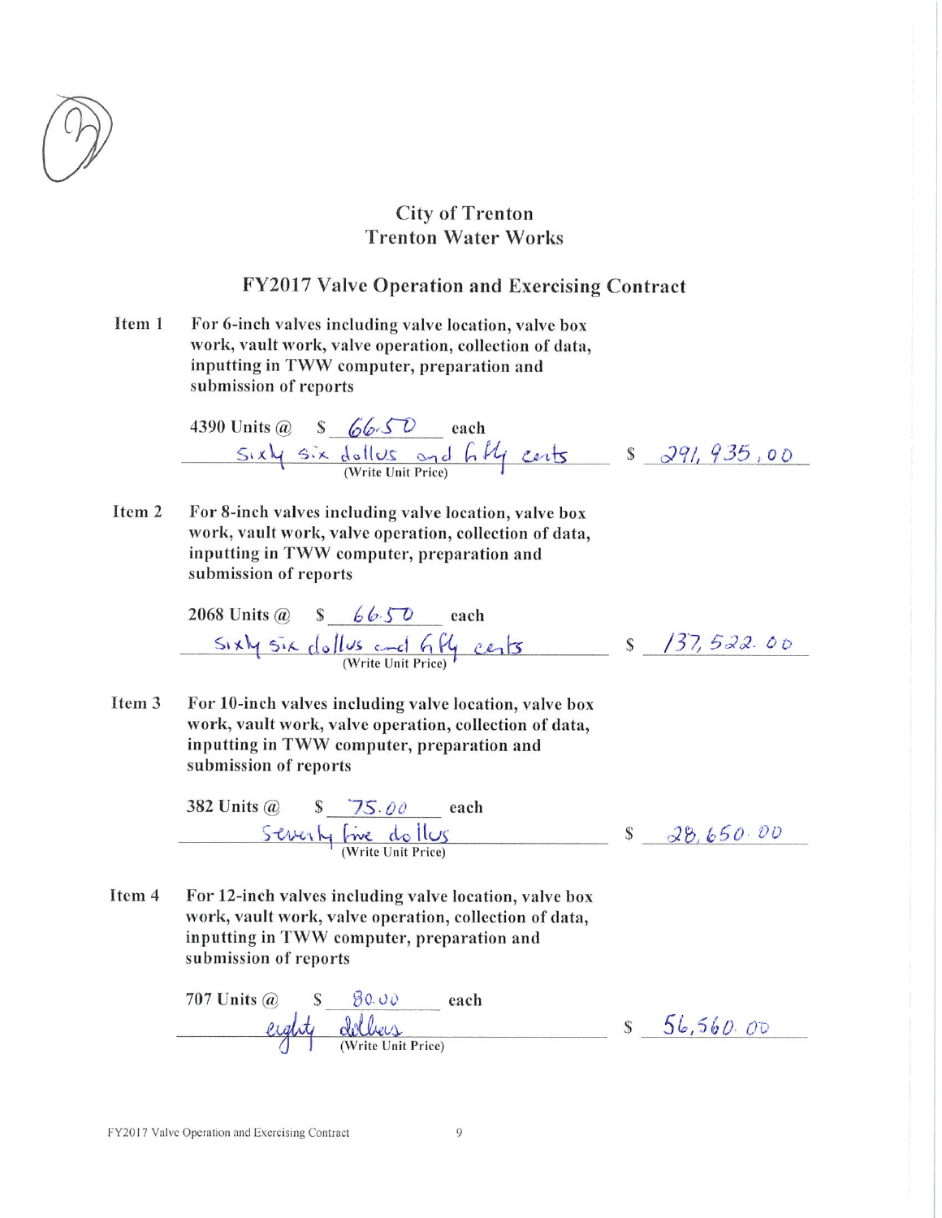9

# City of Trenton
## Trenton Water Works

## FY2017 Valve Operation and Exercising Contract

**Item 1** For 6-inch valves including valve location, valve box work, vault work, valve operation, collection of data, inputting in TWW computer, preparation and submission of reports

4390 Units @ $ 66.50 each

Sixty six dollars and fifty cents (Write Unit Price) $ 291,935.00

**Item 2** For 8-inch valves including valve location, valve box work, vault work, valve operation, collection of data, inputting in TWW computer, preparation and submission of reports

2068 Units @ $ 66.50 each

Sixty six dollars and fifty cents (Write Unit Price) $ 137,522.00

**Item 3** For 10-inch valves including valve location, valve box work, vault work, valve operation, collection of data, inputting in TWW computer, preparation and submission of reports

382 Units @ $ 75.00 each

Seventy five dollars (Write Unit Price) $ 28,650.00

**Item 4** For 12-inch valves including valve location, valve box work, vault work, valve operation, collection of data, inputting in TWW computer, preparation and submission of reports

707 Units @ $ 80.00 each

eighty dollars (Write Unit Price) $ 56,560.00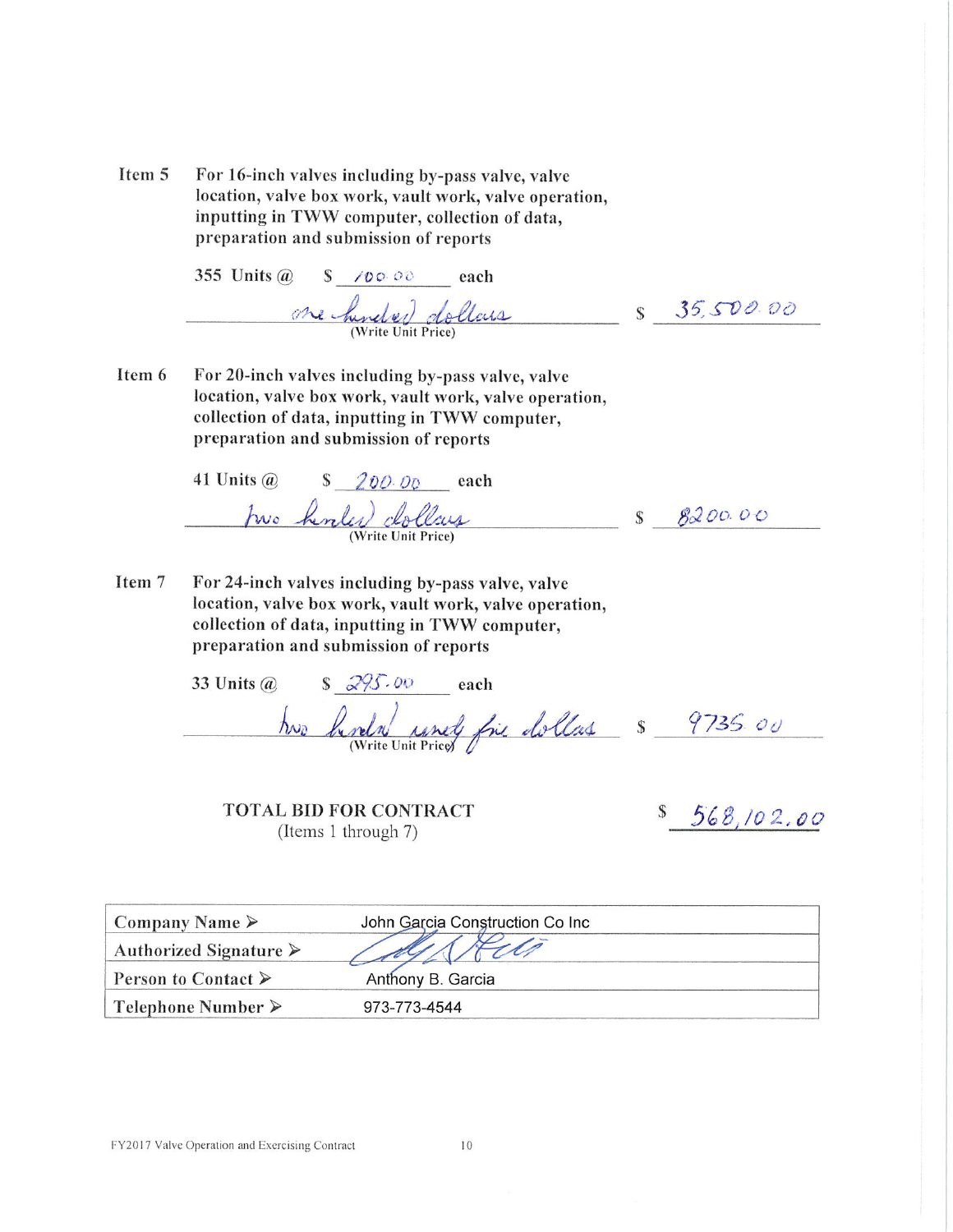Item 5 For 16-inch valves including by-pass valve, valve location, valve box work, vault work, valve operation, inputting in TWW computer, collection of data, preparation and submission of reports

355 Units @ $ 100.00 each

one hundred dollars (Write Unit Price) $ 35,500.00

Item 6 For 20-inch valves including by-pass valve, valve location, valve box work, vault work, valve operation, collection of data, inputting in TWW computer, preparation and submission of reports

41 Units @ $ 200.00 each

two hundred dollars (Write Unit Price) $ 8200.00

Item 7 For 24-inch valves including by-pass valve, valve location, valve box work, vault work, valve operation, collection of data, inputting in TWW computer, preparation and submission of reports

33 Units @ $ 295.00 each

two hundred ninety five dollars (Write Unit Price) $ 9735.00

TOTAL BID FOR CONTRACT (Items 1 through 7) $ 568,102.00

| | |
|---|---|
| Company Name ➢ | John Garcia Construction Co Inc |
| Authorized Signature ➢ | [signature] |
| Person to Contact ➢ | Anthony B. Garcia |
| Telephone Number ➢ | 973-773-4544 |

FY2017 Valve Operation and Exercising Contract